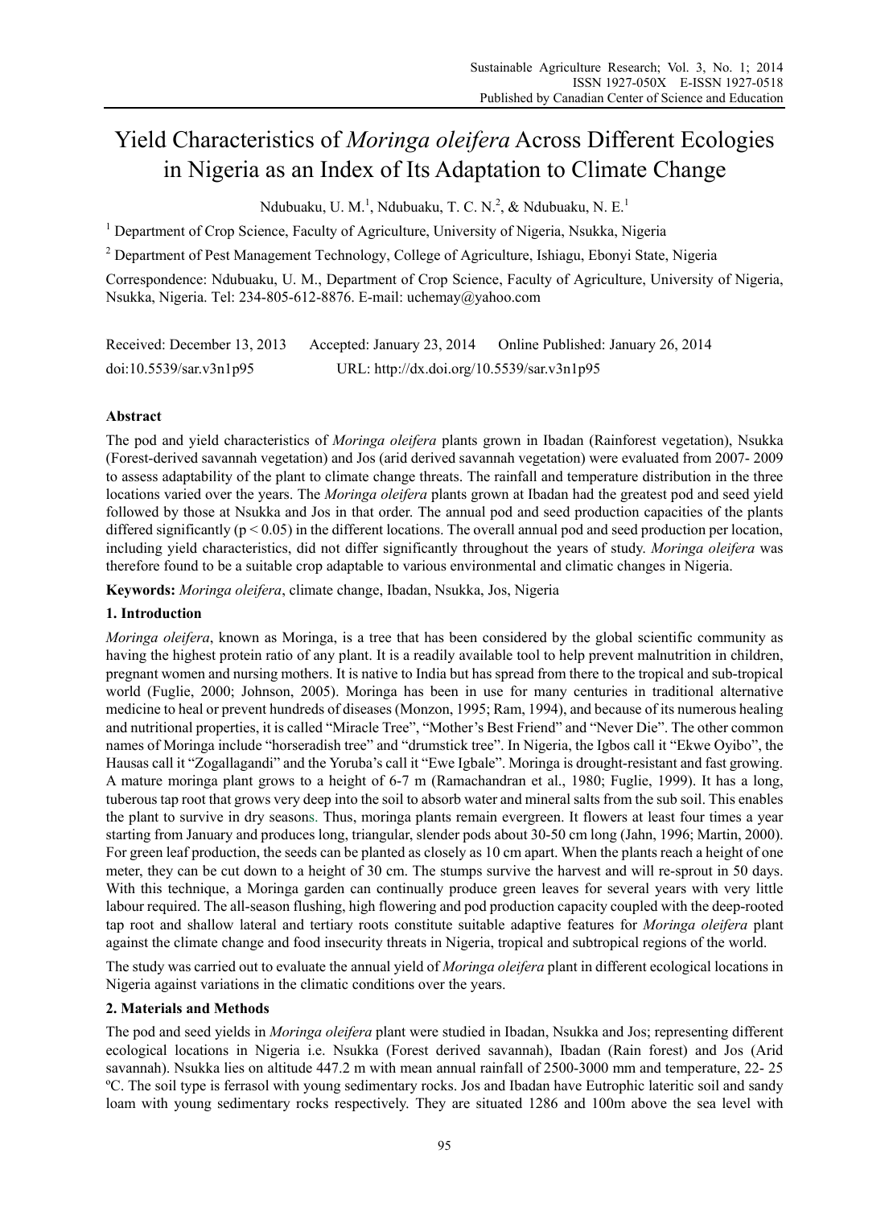# Yield Characteristics of *Moringa oleifera* Across Different Ecologies in Nigeria as an Index of Its Adaptation to Climate Change

Ndubuaku, U. M.[1], Ndubuaku, T. C. N.[2], & Ndubuaku, N. E.[1]

[1] Department of Crop Science, Faculty of Agriculture, University of Nigeria, Nsukka, Nigeria

[2] Department of Pest Management Technology, College of Agriculture, Ishiagu, Ebonyi State, Nigeria

Correspondence: Ndubuaku, U. M., Department of Crop Science, Faculty of Agriculture, University of Nigeria, Nsukka, Nigeria. Tel: 234-805-612-8876. E-mail: uchemay@yahoo.com

Received: December 13, 2013 Accepted: January 23, 2014 Online Published: January 26, 2014

doi:10.5539/sar.v3n1p95 URL: http://dx.doi.org/10.5539/sar.v3n1p95

## Abstract

The pod and yield characteristics of *Moringa oleifera* plants grown in Ibadan (Rainforest vegetation), Nsukka (Forest-derived savannah vegetation) and Jos (arid derived savannah vegetation) were evaluated from 2007- 2009 to assess adaptability of the plant to climate change threats. The rainfall and temperature distribution in the three locations varied over the years. The *Moringa oleifera* plants grown at Ibadan had the greatest pod and seed yield followed by those at Nsukka and Jos in that order. The annual pod and seed production capacities of the plants differed significantly ($p < 0.05$) in the different locations. The overall annual pod and seed production per location, including yield characteristics, did not differ significantly throughout the years of study. *Moringa oleifera* was therefore found to be a suitable crop adaptable to various environmental and climatic changes in Nigeria.

**Keywords:** *Moringa oleifera*, climate change, Ibadan, Nsukka, Jos, Nigeria

## 1. Introduction

*Moringa oleifera*, known as Moringa, is a tree that has been considered by the global scientific community as having the highest protein ratio of any plant. It is a readily available tool to help prevent malnutrition in children, pregnant women and nursing mothers. It is native to India but has spread from there to the tropical and sub-tropical world (Fuglie, 2000; Johnson, 2005). Moringa has been in use for many centuries in traditional alternative medicine to heal or prevent hundreds of diseases (Monzon, 1995; Ram, 1994), and because of its numerous healing and nutritional properties, it is called "Miracle Tree", "Mother's Best Friend" and "Never Die". The other common names of Moringa include "horseradish tree" and "drumstick tree". In Nigeria, the Igbos call it "Ekwe Oyibo", the Hausas call it "Zogallagandi" and the Yoruba's call it "Ewe Igbale". Moringa is drought-resistant and fast growing. A mature moringa plant grows to a height of 6-7 m (Ramachandran et al., 1980; Fuglie, 1999). It has a long, tuberous tap root that grows very deep into the soil to absorb water and mineral salts from the sub soil. This enables the plant to survive in dry seasons. Thus, moringa plants remain evergreen. It flowers at least four times a year starting from January and produces long, triangular, slender pods about 30-50 cm long (Jahn, 1996; Martin, 2000). For green leaf production, the seeds can be planted as closely as 10 cm apart. When the plants reach a height of one meter, they can be cut down to a height of 30 cm. The stumps survive the harvest and will re-sprout in 50 days. With this technique, a Moringa garden can continually produce green leaves for several years with very little labour required. The all-season flushing, high flowering and pod production capacity coupled with the deep-rooted tap root and shallow lateral and tertiary roots constitute suitable adaptive features for *Moringa oleifera* plant against the climate change and food insecurity threats in Nigeria, tropical and subtropical regions of the world.

The study was carried out to evaluate the annual yield of *Moringa oleifera* plant in different ecological locations in Nigeria against variations in the climatic conditions over the years.

## 2. Materials and Methods

The pod and seed yields in *Moringa oleifera* plant were studied in Ibadan, Nsukka and Jos; representing different ecological locations in Nigeria i.e. Nsukka (Forest derived savannah), Ibadan (Rain forest) and Jos (Arid savannah). Nsukka lies on altitude 447.2 m with mean annual rainfall of 2500-3000 mm and temperature, 22- 25 ºC. The soil type is ferrasol with young sedimentary rocks. Jos and Ibadan have Eutrophic lateritic soil and sandy loam with young sedimentary rocks respectively. They are situated 1286 and 100m above the sea level with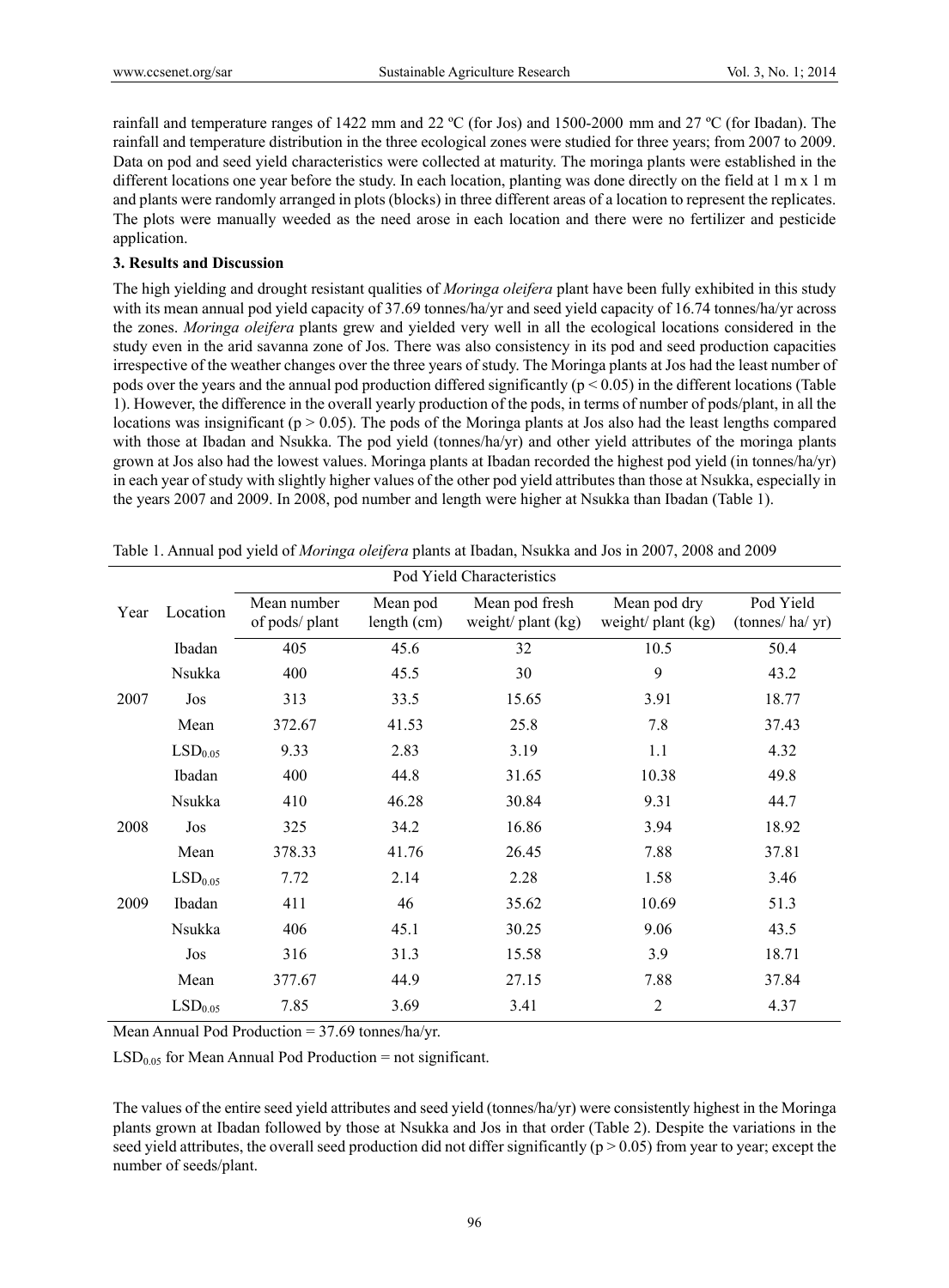rainfall and temperature ranges of 1422 mm and 22 ºC (for Jos) and 1500-2000 mm and 27 ºC (for Ibadan). The rainfall and temperature distribution in the three ecological zones were studied for three years; from 2007 to 2009. Data on pod and seed yield characteristics were collected at maturity. The moringa plants were established in the different locations one year before the study. In each location, planting was done directly on the field at 1 m x 1 m and plants were randomly arranged in plots (blocks) in three different areas of a location to represent the replicates. The plots were manually weeded as the need arose in each location and there were no fertilizer and pesticide application.

## 3. Results and Discussion

The high yielding and drought resistant qualities of *Moringa oleifera* plant have been fully exhibited in this study with its mean annual pod yield capacity of 37.69 tonnes/ha/yr and seed yield capacity of 16.74 tonnes/ha/yr across the zones. *Moringa oleifera* plants grew and yielded very well in all the ecological locations considered in the study even in the arid savanna zone of Jos. There was also consistency in its pod and seed production capacities irrespective of the weather changes over the three years of study. The Moringa plants at Jos had the least number of pods over the years and the annual pod production differed significantly ($p < 0.05$) in the different locations (Table 1). However, the difference in the overall yearly production of the pods, in terms of number of pods/plant, in all the locations was insignificant ($p > 0.05$). The pods of the Moringa plants at Jos also had the least lengths compared with those at Ibadan and Nsukka. The pod yield (tonnes/ha/yr) and other yield attributes of the moringa plants grown at Jos also had the lowest values. Moringa plants at Ibadan recorded the highest pod yield (in tonnes/ha/yr) in each year of study with slightly higher values of the other pod yield attributes than those at Nsukka, especially in the years 2007 and 2009. In 2008, pod number and length were higher at Nsukka than Ibadan (Table 1).

Table 1. Annual pod yield of *Moringa oleifera* plants at Ibadan, Nsukka and Jos in 2007, 2008 and 2009

| | | Pod Yield Characteristics | | | | |
|---|---|---|---|---|---|---|
| Year | Location | Mean number of pods/ plant | Mean pod length (cm) | Mean pod fresh weight/ plant (kg) | Mean pod dry weight/ plant (kg) | Pod Yield (tonnes/ ha/ yr) |
| 2007 | Ibadan | 405 | 45.6 | 32 | 10.5 | 50.4 |
| | Nsukka | 400 | 45.5 | 30 | 9 | 43.2 |
| | Jos | 313 | 33.5 | 15.65 | 3.91 | 18.77 |
| | Mean | 372.67 | 41.53 | 25.8 | 7.8 | 37.43 |
| | $LSD_{0.05}$ | 9.33 | 2.83 | 3.19 | 1.1 | 4.32 |
| 2008 | Ibadan | 400 | 44.8 | 31.65 | 10.38 | 49.8 |
| | Nsukka | 410 | 46.28 | 30.84 | 9.31 | 44.7 |
| | Jos | 325 | 34.2 | 16.86 | 3.94 | 18.92 |
| | Mean | 378.33 | 41.76 | 26.45 | 7.88 | 37.81 |
| | $LSD_{0.05}$ | 7.72 | 2.14 | 2.28 | 1.58 | 3.46 |
| 2009 | Ibadan | 411 | 46 | 35.62 | 10.69 | 51.3 |
| | Nsukka | 406 | 45.1 | 30.25 | 9.06 | 43.5 |
| | Jos | 316 | 31.3 | 15.58 | 3.9 | 18.71 |
| | Mean | 377.67 | 44.9 | 27.15 | 7.88 | 37.84 |
| | $LSD_{0.05}$ | 7.85 | 3.69 | 3.41 | 2 | 4.37 |

Mean Annual Pod Production = 37.69 tonnes/ha/yr.

$LSD_{0.05}$ for Mean Annual Pod Production = not significant.

The values of the entire seed yield attributes and seed yield (tonnes/ha/yr) were consistently highest in the Moringa plants grown at Ibadan followed by those at Nsukka and Jos in that order (Table 2). Despite the variations in the seed yield attributes, the overall seed production did not differ significantly ($p > 0.05$) from year to year; except the number of seeds/plant.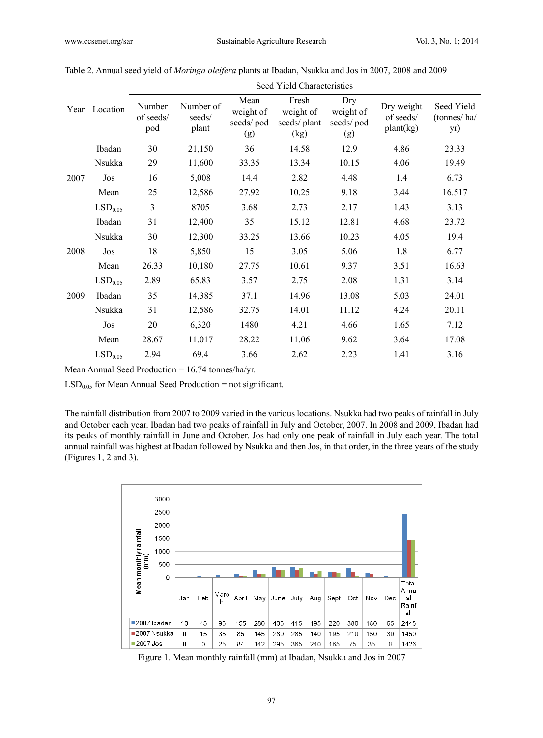Table 2. Annual seed yield of *Moringa oleifera* plants at Ibadan, Nsukka and Jos in 2007, 2008 and 2009

| Year | Location | Seed Yield Characteristics | | | | | | |
|---|---|---|---|---|---|---|---|---|
| | | Number of seeds/ pod | Number of seeds/ plant | Mean weight of seeds/ pod (g) | Fresh weight of seeds/ plant (kg) | Dry weight of seeds/ pod (g) | Dry weight of seeds/ plant(kg) | Seed Yield (tonnes/ ha/ yr) |
| 2007 | Ibadan | 30 | 21,150 | 36 | 14.58 | 12.9 | 4.86 | 23.33 |
| | Nsukka | 29 | 11,600 | 33.35 | 13.34 | 10.15 | 4.06 | 19.49 |
| | Jos | 16 | 5,008 | 14.4 | 2.82 | 4.48 | 1.4 | 6.73 |
| | Mean | 25 | 12,586 | 27.92 | 10.25 | 9.18 | 3.44 | 16.517 |
| | $LSD_{0.05}$ | 3 | 8705 | 3.68 | 2.73 | 2.17 | 1.43 | 3.13 |
| 2008 | Ibadan | 31 | 12,400 | 35 | 15.12 | 12.81 | 4.68 | 23.72 |
| | Nsukka | 30 | 12,300 | 33.25 | 13.66 | 10.23 | 4.05 | 19.4 |
| | Jos | 18 | 5,850 | 15 | 3.05 | 5.06 | 1.8 | 6.77 |
| | Mean | 26.33 | 10,180 | 27.75 | 10.61 | 9.37 | 3.51 | 16.63 |
| | $LSD_{0.05}$ | 2.89 | 65.83 | 3.57 | 2.75 | 2.08 | 1.31 | 3.14 |
| 2009 | Ibadan | 35 | 14,385 | 37.1 | 14.96 | 13.08 | 5.03 | 24.01 |
| | Nsukka | 31 | 12,586 | 32.75 | 14.01 | 11.12 | 4.24 | 20.11 |
| | Jos | 20 | 6,320 | 1480 | 4.21 | 4.66 | 1.65 | 7.12 |
| | Mean | 28.67 | 11.017 | 28.22 | 11.06 | 9.62 | 3.64 | 17.08 |
| | $LSD_{0.05}$ | 2.94 | 69.4 | 3.66 | 2.62 | 2.23 | 1.41 | 3.16 |

Mean Annual Seed Production = 16.74 tonnes/ha/yr.

$LSD_{0.05}$ for Mean Annual Seed Production = not significant.

The rainfall distribution from 2007 to 2009 varied in the various locations. Nsukka had two peaks of rainfall in July and October each year. Ibadan had two peaks of rainfall in July and October, 2007. In 2008 and 2009, Ibadan had its peaks of monthly rainfall in June and October. Jos had only one peak of rainfall in July each year. The total annual rainfall was highest at Ibadan followed by Nsukka and then Jos, in that order, in the three years of the study (Figures 1, 2 and 3).

| | Jan | Feb | March | April | May | June | July | Aug | Sept | Oct | Nov | Dec | Total Annual Rainfall |
|---|---|---|---|---|---|---|---|---|---|---|---|---|---|
| 2007 Ibadan | 10 | 45 | 95 | 155 | 280 | 405 | 415 | 195 | 220 | 380 | 180 | 65 | 2445 |
| 2007 Nsukka | 0 | 15 | 35 | 85 | 145 | 280 | 285 | 140 | 195 | 210 | 150 | 30 | 1450 |
| 2007 Jos | 0 | 0 | 25 | 84 | 142 | 295 | 365 | 240 | 165 | 75 | 35 | 0 | 1426 |

Figure 1. Mean monthly rainfall (mm) at Ibadan, Nsukka and Jos in 2007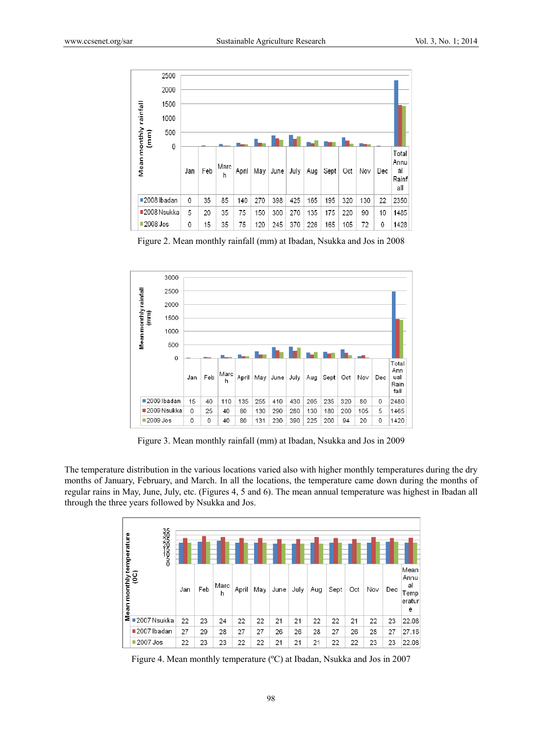| | Jan | Feb | March | April | May | June | July | Aug | Sept | Oct | Nov | Dec | Total Annual Rainfall |
|---|---|---|---|---|---|---|---|---|---|---|---|---|---|
| 2008 Ibadan | 0 | 35 | 85 | 140 | 270 | 398 | 425 | 165 | 195 | 320 | 130 | 22 | 2350 |
| 2008 Nsukka | 5 | 20 | 35 | 75 | 150 | 300 | 270 | 135 | 175 | 220 | 90 | 10 | 1485 |
| 2008 Jos | 0 | 15 | 35 | 75 | 120 | 245 | 370 | 226 | 165 | 105 | 72 | 0 | 1428 |

Figure 2. Mean monthly rainfall (mm) at Ibadan, Nsukka and Jos in 2008

| | Jan | Feb | March | April | May | June | July | Aug | Sept | Oct | Nov | Dec | Total Annual Rain fall |
|---|---|---|---|---|---|---|---|---|---|---|---|---|---|
| 2009 Ibadan | 15 | 40 | 110 | 135 | 255 | 410 | 430 | 205 | 235 | 320 | 80 | 0 | 2480 |
| 2009 Nsukka | 0 | 25 | 40 | 80 | 130 | 290 | 280 | 130 | 180 | 200 | 105 | 5 | 1465 |
| 2009 Jos | 0 | 0 | 40 | 80 | 131 | 230 | 390 | 225 | 200 | 94 | 20 | 0 | 1420 |

Figure 3. Mean monthly rainfall (mm) at Ibadan, Nsukka and Jos in 2009

The temperature distribution in the various locations varied also with higher monthly temperatures during the dry months of January, February, and March. In all the locations, the temperature came down during the months of regular rains in May, June, July, etc. (Figures 4, 5 and 6). The mean annual temperature was highest in Ibadan all through the three years followed by Nsukka and Jos.

| | Jan | Feb | March | April | May | June | July | Aug | Sept | Oct | Nov | Dec | Mean Annual Temperature |
|---|---|---|---|---|---|---|---|---|---|---|---|---|---|
| 2007 Nsukka | 22 | 23 | 24 | 22 | 22 | 21 | 21 | 22 | 22 | 21 | 22 | 23 | 22.08 |
| 2007 Ibadan | 27 | 29 | 28 | 27 | 27 | 26 | 26 | 28 | 27 | 26 | 28 | 27 | 27.16 |
| 2007 Jos | 22 | 23 | 23 | 22 | 22 | 21 | 21 | 21 | 22 | 22 | 23 | 23 | 22.08 |

Figure 4. Mean monthly temperature (ºC) at Ibadan, Nsukka and Jos in 2007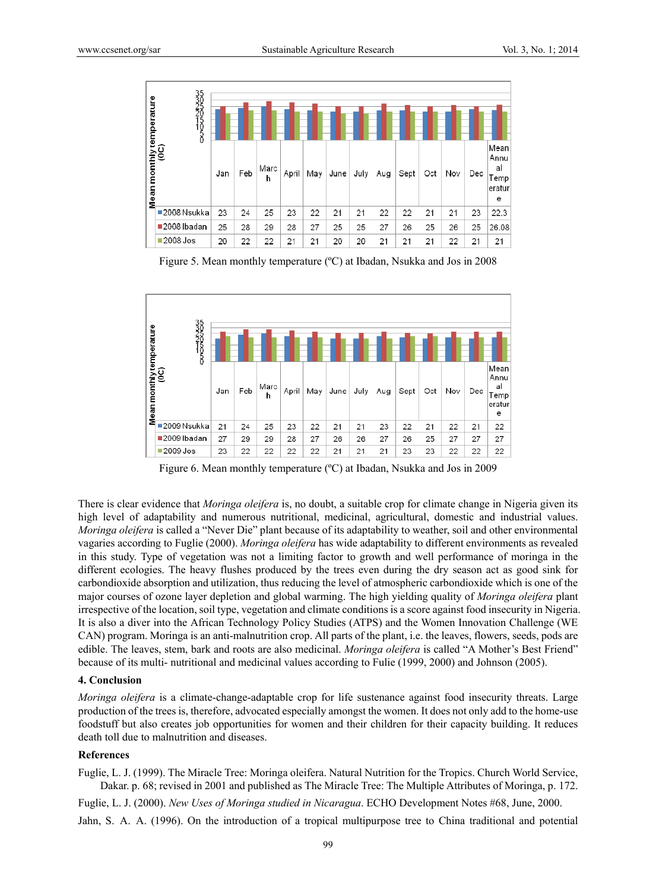Mean monthly temperature (0C)

35 30 25 20 15 10 5 0

Jan Feb March April May June July Aug Sept Oct Nov Dec Mean Annual Temperature

2008 Nsukka 23 24 25 23 22 21 21 22 22 21 21 23 22.3

2008 Ibadan 25 28 29 28 27 25 25 27 26 25 26 25 26.08

2008 Jos 20 22 22 21 21 20 20 21 21 21 22 21 21

Figure 5. Mean monthly temperature (ºC) at Ibadan, Nsukka and Jos in 2008

Mean monthly temperature (0C)

35 30 25 20 15 10 5 0

Jan Feb March April May June July Aug Sept Oct Nov Dec Mean Annual Temperature

2009 Nsukka 21 24 25 23 22 21 21 23 22 21 22 21 22

2009 Ibadan 27 29 29 28 27 26 26 27 26 25 27 27 27

2009 Jos 23 22 22 22 22 21 21 21 23 23 22 22 22

Figure 6. Mean monthly temperature (ºC) at Ibadan, Nsukka and Jos in 2009

There is clear evidence that *Moringa oleifera* is, no doubt, a suitable crop for climate change in Nigeria given its high level of adaptability and numerous nutritional, medicinal, agricultural, domestic and industrial values. *Moringa oleifera* is called a "Never Die" plant because of its adaptability to weather, soil and other environmental vagaries according to Fuglie (2000). *Moringa oleifera* has wide adaptability to different environments as revealed in this study. Type of vegetation was not a limiting factor to growth and well performance of moringa in the different ecologies. The heavy flushes produced by the trees even during the dry season act as good sink for carbondioxide absorption and utilization, thus reducing the level of atmospheric carbondioxide which is one of the major courses of ozone layer depletion and global warming. The high yielding quality of *Moringa oleifera* plant irrespective of the location, soil type, vegetation and climate conditions is a score against food insecurity in Nigeria. It is also a diver into the African Technology Policy Studies (ATPS) and the Women Innovation Challenge (WE CAN) program. Moringa is an anti-malnutrition crop. All parts of the plant, i.e. the leaves, flowers, seeds, pods are edible. The leaves, stem, bark and roots are also medicinal. *Moringa oleifera* is called "A Mother's Best Friend" because of its multi- nutritional and medicinal values according to Fulie (1999, 2000) and Johnson (2005).

## 4. Conclusion

*Moringa oleifera* is a climate-change-adaptable crop for life sustenance against food insecurity threats. Large production of the trees is, therefore, advocated especially amongst the women. It does not only add to the home-use foodstuff but also creates job opportunities for women and their children for their capacity building. It reduces death toll due to malnutrition and diseases.

## References

Fuglie, L. J. (1999). The Miracle Tree: Moringa oleifera. Natural Nutrition for the Tropics. Church World Service, Dakar. p. 68; revised in 2001 and published as The Miracle Tree: The Multiple Attributes of Moringa, p. 172.

Fuglie, L. J. (2000). *New Uses of Moringa studied in Nicaragua*. ECHO Development Notes #68, June, 2000.

Jahn, S. A. A. (1996). On the introduction of a tropical multipurpose tree to China traditional and potential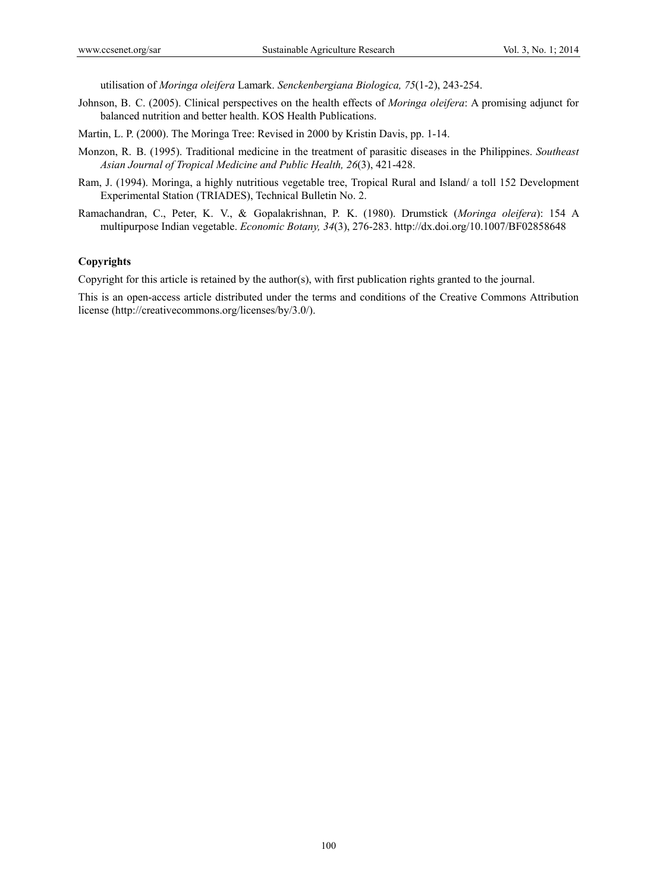utilisation of *Moringa oleifera* Lamark. *Senckenbergiana Biologica, 75*(1-2), 243-254.

Johnson, B. C. (2005). Clinical perspectives on the health effects of *Moringa oleifera*: A promising adjunct for balanced nutrition and better health. KOS Health Publications.

Martin, L. P. (2000). The Moringa Tree: Revised in 2000 by Kristin Davis, pp. 1-14.

Monzon, R. B. (1995). Traditional medicine in the treatment of parasitic diseases in the Philippines. *Southeast Asian Journal of Tropical Medicine and Public Health, 26*(3), 421-428.

Ram, J. (1994). Moringa, a highly nutritious vegetable tree, Tropical Rural and Island/ a toll 152 Development Experimental Station (TRIADES), Technical Bulletin No. 2.

Ramachandran, C., Peter, K. V., & Gopalakrishnan, P. K. (1980). Drumstick (*Moringa oleifera*): 154 A multipurpose Indian vegetable. *Economic Botany, 34*(3), 276-283. http://dx.doi.org/10.1007/BF02858648

**Copyrights**

Copyright for this article is retained by the author(s), with first publication rights granted to the journal.

This is an open-access article distributed under the terms and conditions of the Creative Commons Attribution license (http://creativecommons.org/licenses/by/3.0/).